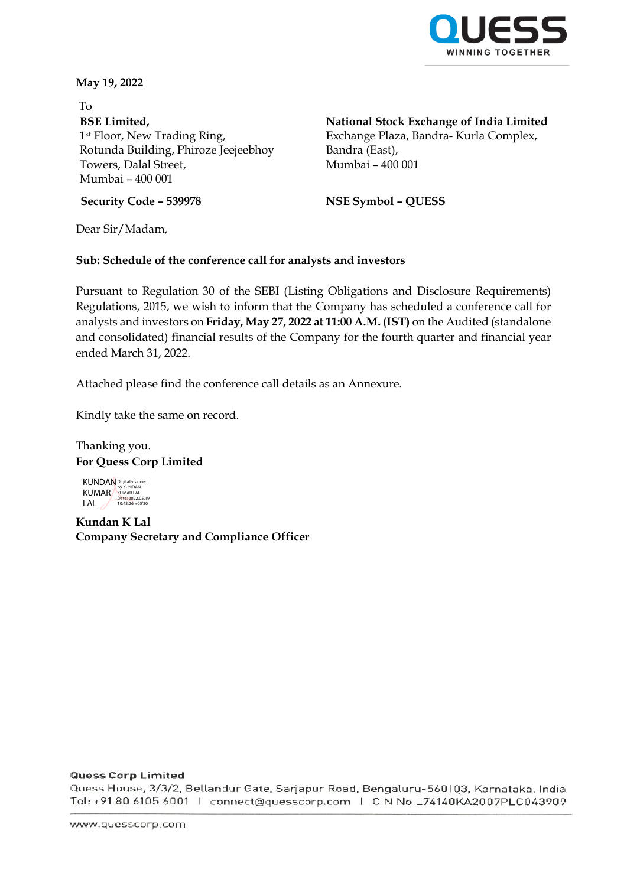May 19, 2022

To

**BSE Limited,**
1st Floor, New Trading Ring,
Rotunda Building, Phiroze Jeejeebhoy
Towers, Dalal Street,
Mumbai – 400 001

**Security Code – 539978**

**National Stock Exchange of India Limited**
Exchange Plaza, Bandra- Kurla Complex,
Bandra (East),
Mumbai – 400 001

**NSE Symbol – QUESS**

Dear Sir/Madam,

**Sub: Schedule of the conference call for analysts and investors**

Pursuant to Regulation 30 of the SEBI (Listing Obligations and Disclosure Requirements) Regulations, 2015, we wish to inform that the Company has scheduled a conference call for analysts and investors on **Friday, May 27, 2022 at 11:00 A.M. (IST)** on the Audited (standalone and consolidated) financial results of the Company for the fourth quarter and financial year ended March 31, 2022.

Attached please find the conference call details as an Annexure.

Kindly take the same on record.

Thanking you.
**For Quess Corp Limited**

KUNDAN KUMAR LAL
Digitally signed by KUNDAN KUMAR LAL
Date: 2022.05.19 10:43:26 +05'30'

**Kundan K Lal**
**Company Secretary and Compliance Officer**

**Quess Corp Limited**
Quess House, 3/3/2, Bellandur Gate, Sarjapur Road, Bengaluru-560103, Karnataka, India
Tel: +91 80 6105 6001 | connect@quesscorp.com | CIN No.L74140KA2007PLC043909

www.quesscorp.com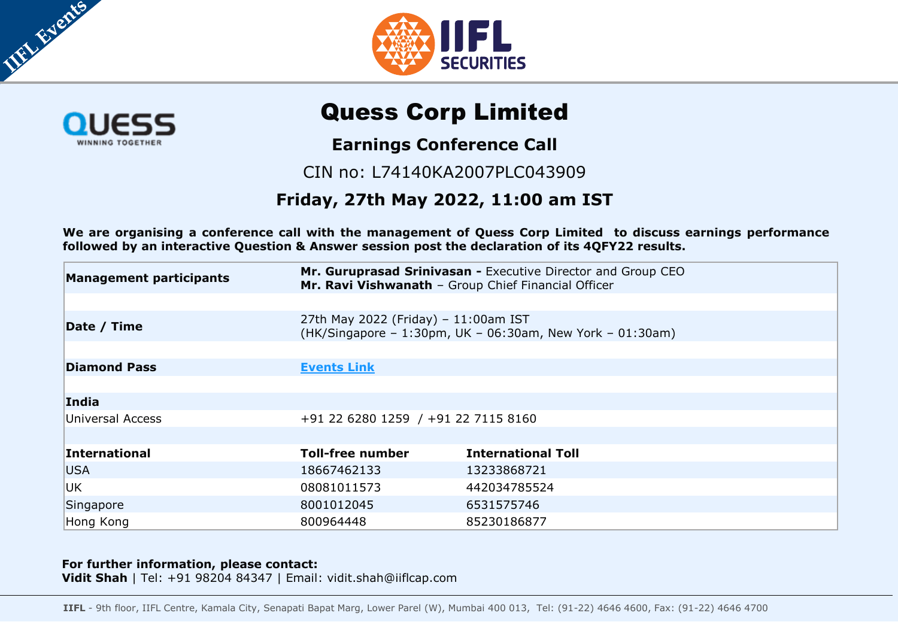# Quess Corp Limited

## Earnings Conference Call

CIN no: L74140KA2007PLC043909

**Friday, 27th May 2022, 11:00 am IST**

**We are organising a conference call with the management of Quess Corp Limited to discuss earnings performance followed by an interactive Question & Answer session post the declaration of its 4QFY22 results.**

| | | |
|---|---|---|
| **Management participants** | **Mr. Guruprasad Srinivasan -** Executive Director and Group CEO<br>**Mr. Ravi Vishwanath** – Group Chief Financial Officer | |
| | | |
| **Date / Time** | 27th May 2022 (Friday) – 11:00am IST<br>(HK/Singapore – 1:30pm, UK – 06:30am, New York – 01:30am) | |
| | | |
| **Diamond Pass** | **Events Link** | |
| | | |
| **India** | | |
| Universal Access | +91 22 6280 1259 / +91 22 7115 8160 | |
| | | |
| **International** | **Toll-free number** | **International Toll** |
| USA | 18667462133 | 13233868721 |
| UK | 08081011573 | 442034785524 |
| Singapore | 8001012045 | 6531575746 |
| Hong Kong | 800964448 | 85230186877 |

**For further information, please contact:**
**Vidit Shah** | Tel: +91 98204 84347 | Email: vidit.shah@iiflcap.com

**IIFL** - 9th floor, IIFL Centre, Kamala City, Senapati Bapat Marg, Lower Parel (W), Mumbai 400 013, Tel: (91-22) 4646 4600, Fax: (91-22) 4646 4700